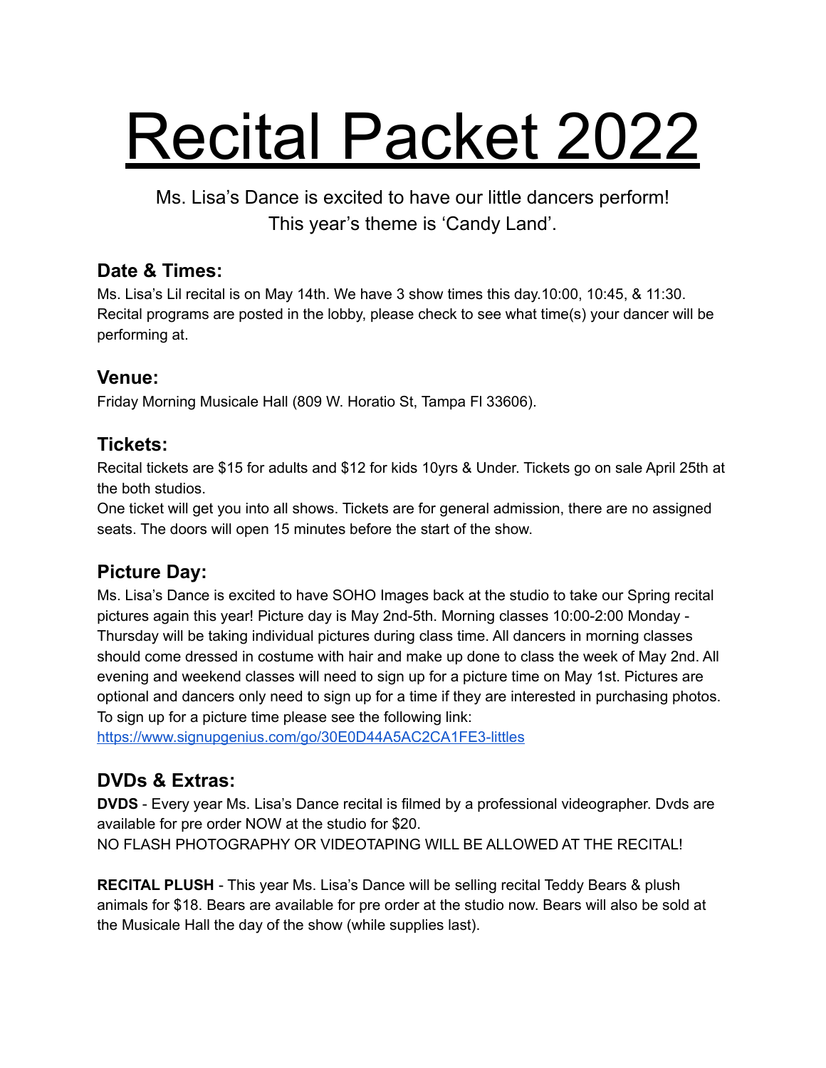# Recital Packet 2022

Ms. Lisa's Dance is excited to have our little dancers perform!
This year's theme is 'Candy Land'.

## Date & Times:

Ms. Lisa's Lil recital is on May 14th. We have 3 show times this day.10:00, 10:45, & 11:30. Recital programs are posted in the lobby, please check to see what time(s) your dancer will be performing at.

## Venue:

Friday Morning Musicale Hall (809 W. Horatio St, Tampa Fl 33606).

## Tickets:

Recital tickets are $15 for adults and $12 for kids 10yrs & Under. Tickets go on sale April 25th at the both studios.
One ticket will get you into all shows. Tickets are for general admission, there are no assigned seats. The doors will open 15 minutes before the start of the show.

## Picture Day:

Ms. Lisa's Dance is excited to have SOHO Images back at the studio to take our Spring recital pictures again this year! Picture day is May 2nd-5th. Morning classes 10:00-2:00 Monday - Thursday will be taking individual pictures during class time. All dancers in morning classes should come dressed in costume with hair and make up done to class the week of May 2nd. All evening and weekend classes will need to sign up for a picture time on May 1st. Pictures are optional and dancers only need to sign up for a time if they are interested in purchasing photos. To sign up for a picture time please see the following link:
https://www.signupgenius.com/go/30E0D44A5AC2CA1FE3-littles

## DVDs & Extras:

**DVDS** - Every year Ms. Lisa's Dance recital is filmed by a professional videographer. Dvds are available for pre order NOW at the studio for $20.
NO FLASH PHOTOGRAPHY OR VIDEOTAPING WILL BE ALLOWED AT THE RECITAL!

**RECITAL PLUSH** - This year Ms. Lisa's Dance will be selling recital Teddy Bears & plush animals for $18. Bears are available for pre order at the studio now. Bears will also be sold at the Musicale Hall the day of the show (while supplies last).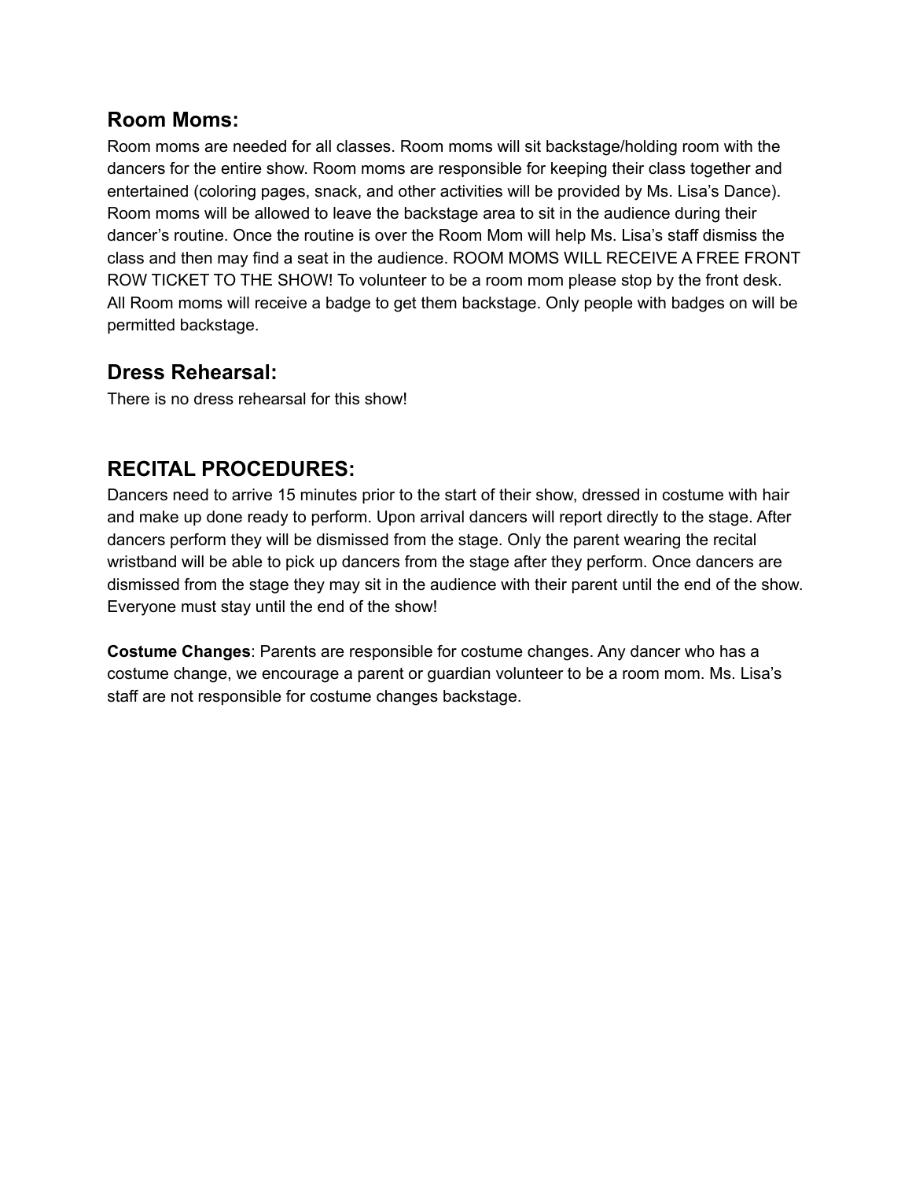## Room Moms:

Room moms are needed for all classes. Room moms will sit backstage/holding room with the dancers for the entire show. Room moms are responsible for keeping their class together and entertained (coloring pages, snack, and other activities will be provided by Ms. Lisa's Dance). Room moms will be allowed to leave the backstage area to sit in the audience during their dancer's routine. Once the routine is over the Room Mom will help Ms. Lisa's staff dismiss the class and then may find a seat in the audience. ROOM MOMS WILL RECEIVE A FREE FRONT ROW TICKET TO THE SHOW! To volunteer to be a room mom please stop by the front desk. All Room moms will receive a badge to get them backstage. Only people with badges on will be permitted backstage.

## Dress Rehearsal:

There is no dress rehearsal for this show!

## RECITAL PROCEDURES:

Dancers need to arrive 15 minutes prior to the start of their show, dressed in costume with hair and make up done ready to perform. Upon arrival dancers will report directly to the stage. After dancers perform they will be dismissed from the stage. Only the parent wearing the recital wristband will be able to pick up dancers from the stage after they perform. Once dancers are dismissed from the stage they may sit in the audience with their parent until the end of the show. Everyone must stay until the end of the show!

**Costume Changes**: Parents are responsible for costume changes. Any dancer who has a costume change, we encourage a parent or guardian volunteer to be a room mom. Ms. Lisa's staff are not responsible for costume changes backstage.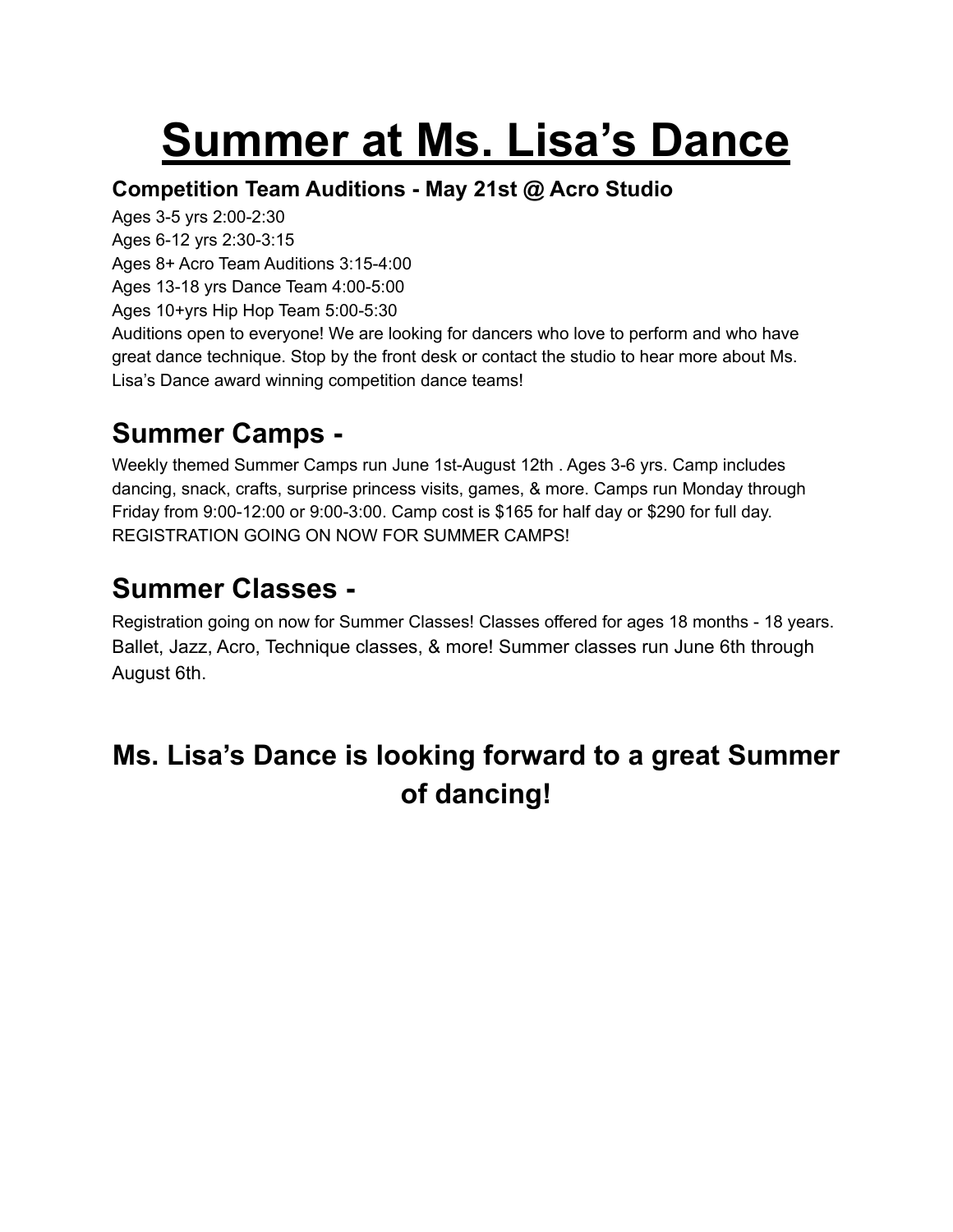# Summer at Ms. Lisa's Dance

### Competition Team Auditions - May 21st @ Acro Studio

Ages 3-5 yrs 2:00-2:30
Ages 6-12 yrs 2:30-3:15
Ages 8+ Acro Team Auditions 3:15-4:00
Ages 13-18 yrs Dance Team 4:00-5:00
Ages 10+yrs Hip Hop Team 5:00-5:30
Auditions open to everyone! We are looking for dancers who love to perform and who have great dance technique. Stop by the front desk or contact the studio to hear more about Ms. Lisa's Dance award winning competition dance teams!

## Summer Camps -

Weekly themed Summer Camps run June 1st-August 12th . Ages 3-6 yrs. Camp includes dancing, snack, crafts, surprise princess visits, games, & more. Camps run Monday through Friday from 9:00-12:00 or 9:00-3:00. Camp cost is $165 for half day or $290 for full day. REGISTRATION GOING ON NOW FOR SUMMER CAMPS!

## Summer Classes -

Registration going on now for Summer Classes! Classes offered for ages 18 months - 18 years. Ballet, Jazz, Acro, Technique classes, & more! Summer classes run June 6th through August 6th.

### Ms. Lisa's Dance is looking forward to a great Summer of dancing!